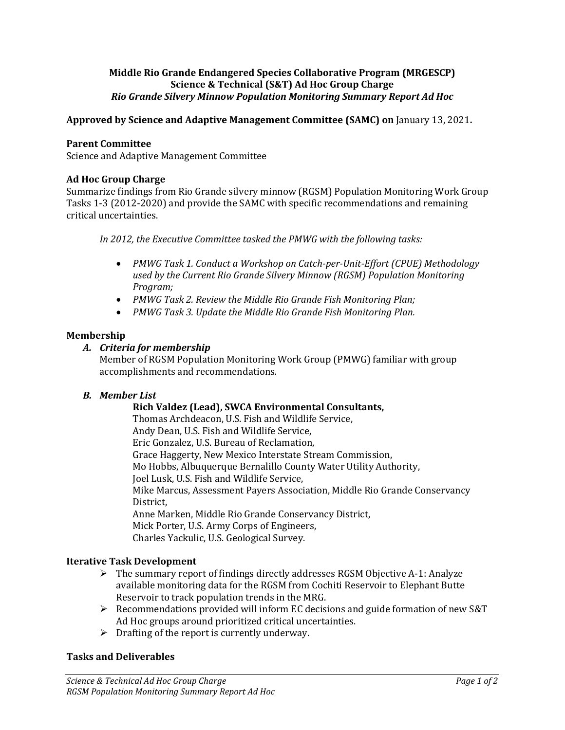**Middle Rio Grande Endangered Species Collaborative Program (MRGESCP)**
**Science & Technical (S&T) Ad Hoc Group Charge**
***Rio Grande Silvery Minnow Population Monitoring Summary Report Ad Hoc***

**Approved by Science and Adaptive Management Committee (SAMC) on** January 13, 2021**.**

### Parent Committee

Science and Adaptive Management Committee

### Ad Hoc Group Charge

Summarize findings from Rio Grande silvery minnow (RGSM) Population Monitoring Work Group Tasks 1-3 (2012-2020) and provide the SAMC with specific recommendations and remaining critical uncertainties.

*In 2012, the Executive Committee tasked the PMWG with the following tasks:*

- *PMWG Task 1. Conduct a Workshop on Catch-per-Unit-Effort (CPUE) Methodology used by the Current Rio Grande Silvery Minnow (RGSM) Population Monitoring Program;*
- *PMWG Task 2. Review the Middle Rio Grande Fish Monitoring Plan;*
- *PMWG Task 3. Update the Middle Rio Grande Fish Monitoring Plan.*

### Membership

***A. Criteria for membership***

Member of RGSM Population Monitoring Work Group (PMWG) familiar with group accomplishments and recommendations.

***B. Member List***

**Rich Valdez (Lead), SWCA Environmental Consultants,**
Thomas Archdeacon, U.S. Fish and Wildlife Service,
Andy Dean, U.S. Fish and Wildlife Service,
Eric Gonzalez, U.S. Bureau of Reclamation,
Grace Haggerty, New Mexico Interstate Stream Commission,
Mo Hobbs, Albuquerque Bernalillo County Water Utility Authority,
Joel Lusk, U.S. Fish and Wildlife Service,
Mike Marcus, Assessment Payers Association, Middle Rio Grande Conservancy District,
Anne Marken, Middle Rio Grande Conservancy District,
Mick Porter, U.S. Army Corps of Engineers,
Charles Yackulic, U.S. Geological Survey.

### Iterative Task Development

- The summary report of findings directly addresses RGSM Objective A-1: Analyze available monitoring data for the RGSM from Cochiti Reservoir to Elephant Butte Reservoir to track population trends in the MRG.
- Recommendations provided will inform EC decisions and guide formation of new S&T Ad Hoc groups around prioritized critical uncertainties.
- Drafting of the report is currently underway.

### Tasks and Deliverables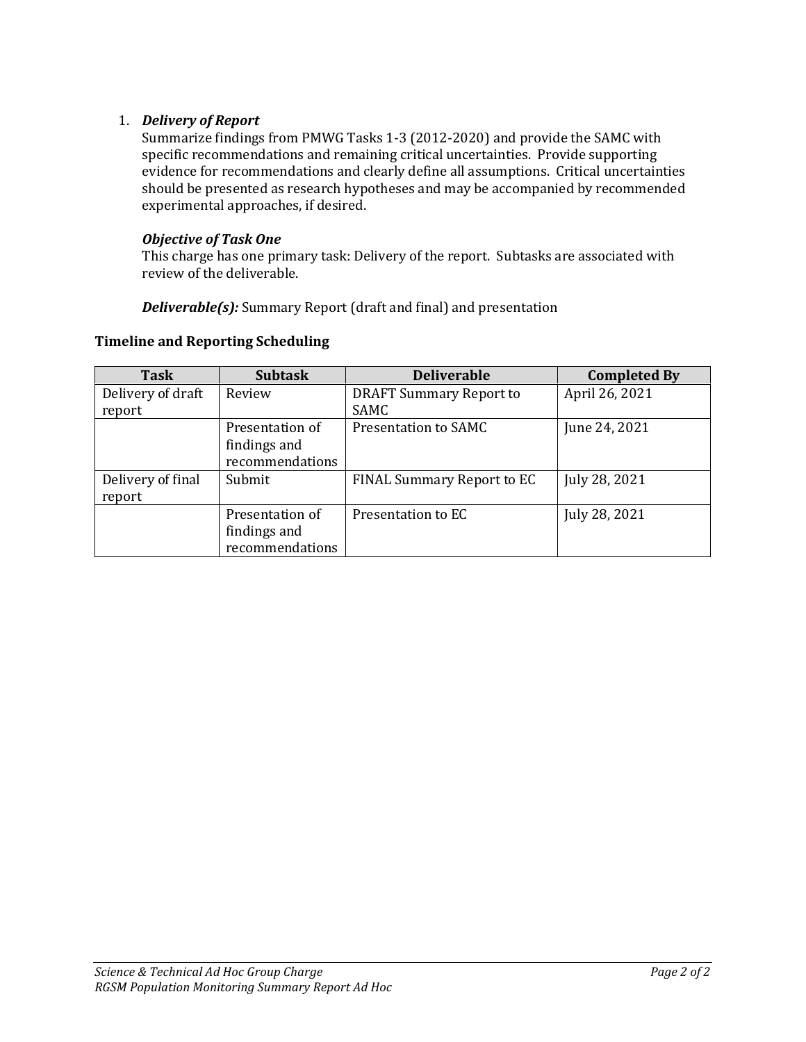1. ***Delivery of Report***
   Summarize findings from PMWG Tasks 1-3 (2012-2020) and provide the SAMC with specific recommendations and remaining critical uncertainties. Provide supporting evidence for recommendations and clearly define all assumptions. Critical uncertainties should be presented as research hypotheses and may be accompanied by recommended experimental approaches, if desired.

   ***Objective of Task One***
   This charge has one primary task: Delivery of the report. Subtasks are associated with review of the deliverable.

   ***Deliverable(s):*** Summary Report (draft and final) and presentation

**Timeline and Reporting Scheduling**

| Task | Subtask | Deliverable | Completed By |
|---|---|---|---|
| Delivery of draft report | Review | DRAFT Summary Report to SAMC | April 26, 2021 |
| | Presentation of findings and recommendations | Presentation to SAMC | June 24, 2021 |
| Delivery of final report | Submit | FINAL Summary Report to EC | July 28, 2021 |
| | Presentation of findings and recommendations | Presentation to EC | July 28, 2021 |